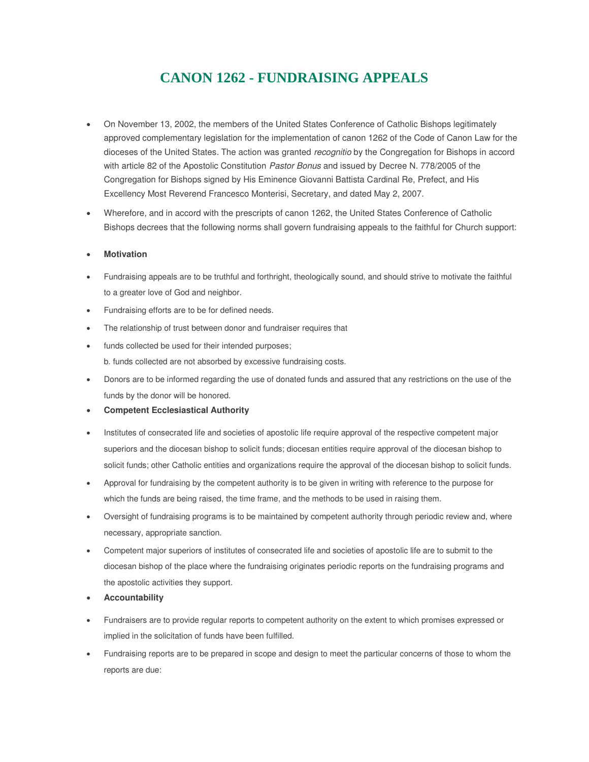# CANON 1262 - FUNDRAISING APPEALS

- On November 13, 2002, the members of the United States Conference of Catholic Bishops legitimately approved complementary legislation for the implementation of canon 1262 of the Code of Canon Law for the dioceses of the United States. The action was granted *recognitio* by the Congregation for Bishops in accord with article 82 of the Apostolic Constitution *Pastor Bonus* and issued by Decree N. 778/2005 of the Congregation for Bishops signed by His Eminence Giovanni Battista Cardinal Re, Prefect, and His Excellency Most Reverend Francesco Monterisi, Secretary, and dated May 2, 2007.
- Wherefore, and in accord with the prescripts of canon 1262, the United States Conference of Catholic Bishops decrees that the following norms shall govern fundraising appeals to the faithful for Church support:
- **Motivation**
- Fundraising appeals are to be truthful and forthright, theologically sound, and should strive to motivate the faithful to a greater love of God and neighbor.
- Fundraising efforts are to be for defined needs.
- The relationship of trust between donor and fundraiser requires that
- funds collected be used for their intended purposes;
  b. funds collected are not absorbed by excessive fundraising costs.
- Donors are to be informed regarding the use of donated funds and assured that any restrictions on the use of the funds by the donor will be honored.
- **Competent Ecclesiastical Authority**
- Institutes of consecrated life and societies of apostolic life require approval of the respective competent major superiors and the diocesan bishop to solicit funds; diocesan entities require approval of the diocesan bishop to solicit funds; other Catholic entities and organizations require the approval of the diocesan bishop to solicit funds.
- Approval for fundraising by the competent authority is to be given in writing with reference to the purpose for which the funds are being raised, the time frame, and the methods to be used in raising them.
- Oversight of fundraising programs is to be maintained by competent authority through periodic review and, where necessary, appropriate sanction.
- Competent major superiors of institutes of consecrated life and societies of apostolic life are to submit to the diocesan bishop of the place where the fundraising originates periodic reports on the fundraising programs and the apostolic activities they support.
- **Accountability**
- Fundraisers are to provide regular reports to competent authority on the extent to which promises expressed or implied in the solicitation of funds have been fulfilled.
- Fundraising reports are to be prepared in scope and design to meet the particular concerns of those to whom the reports are due: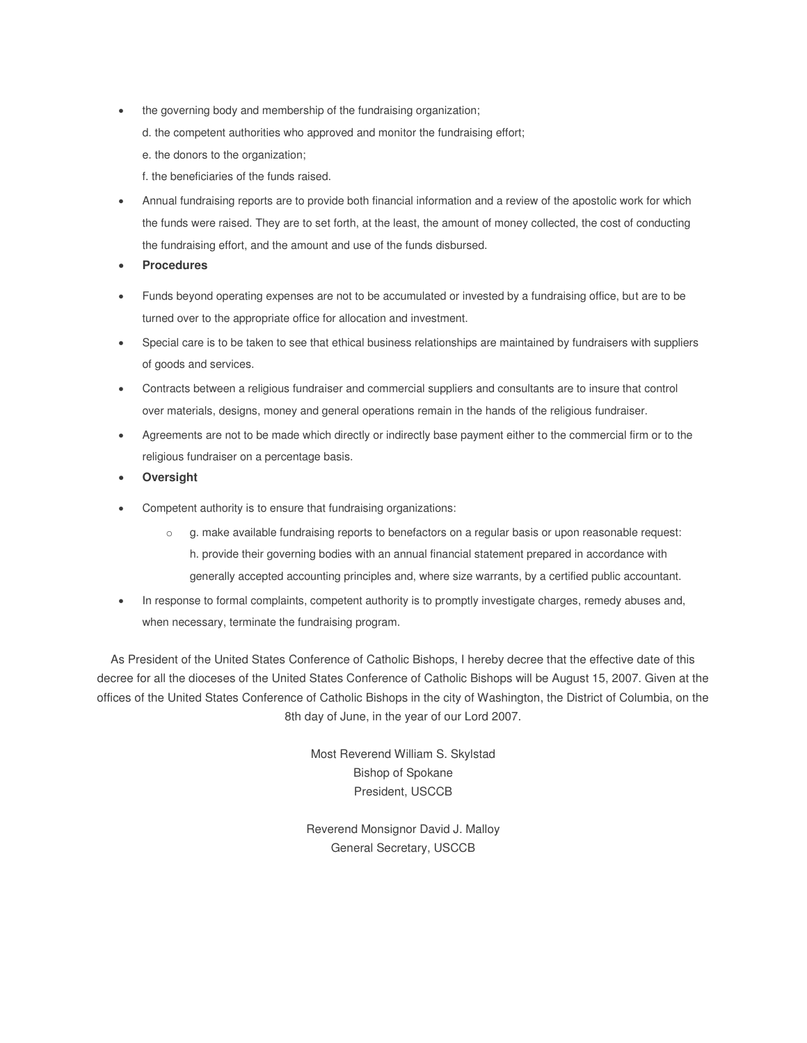- the governing body and membership of the fundraising organization;

  d. the competent authorities who approved and monitor the fundraising effort;

  e. the donors to the organization;

  f. the beneficiaries of the funds raised.

- Annual fundraising reports are to provide both financial information and a review of the apostolic work for which the funds were raised. They are to set forth, at the least, the amount of money collected, the cost of conducting the fundraising effort, and the amount and use of the funds disbursed.
- **Procedures**
- Funds beyond operating expenses are not to be accumulated or invested by a fundraising office, but are to be turned over to the appropriate office for allocation and investment.
- Special care is to be taken to see that ethical business relationships are maintained by fundraisers with suppliers of goods and services.
- Contracts between a religious fundraiser and commercial suppliers and consultants are to insure that control over materials, designs, money and general operations remain in the hands of the religious fundraiser.
- Agreements are not to be made which directly or indirectly base payment either to the commercial firm or to the religious fundraiser on a percentage basis.
- **Oversight**
- Competent authority is to ensure that fundraising organizations:
  - g. make available fundraising reports to benefactors on a regular basis or upon reasonable request:

    h. provide their governing bodies with an annual financial statement prepared in accordance with generally accepted accounting principles and, where size warrants, by a certified public accountant.
- In response to formal complaints, competent authority is to promptly investigate charges, remedy abuses and, when necessary, terminate the fundraising program.

As President of the United States Conference of Catholic Bishops, I hereby decree that the effective date of this decree for all the dioceses of the United States Conference of Catholic Bishops will be August 15, 2007. Given at the offices of the United States Conference of Catholic Bishops in the city of Washington, the District of Columbia, on the 8th day of June, in the year of our Lord 2007.

Most Reverend William S. Skylstad
Bishop of Spokane
President, USCCB

Reverend Monsignor David J. Malloy
General Secretary, USCCB